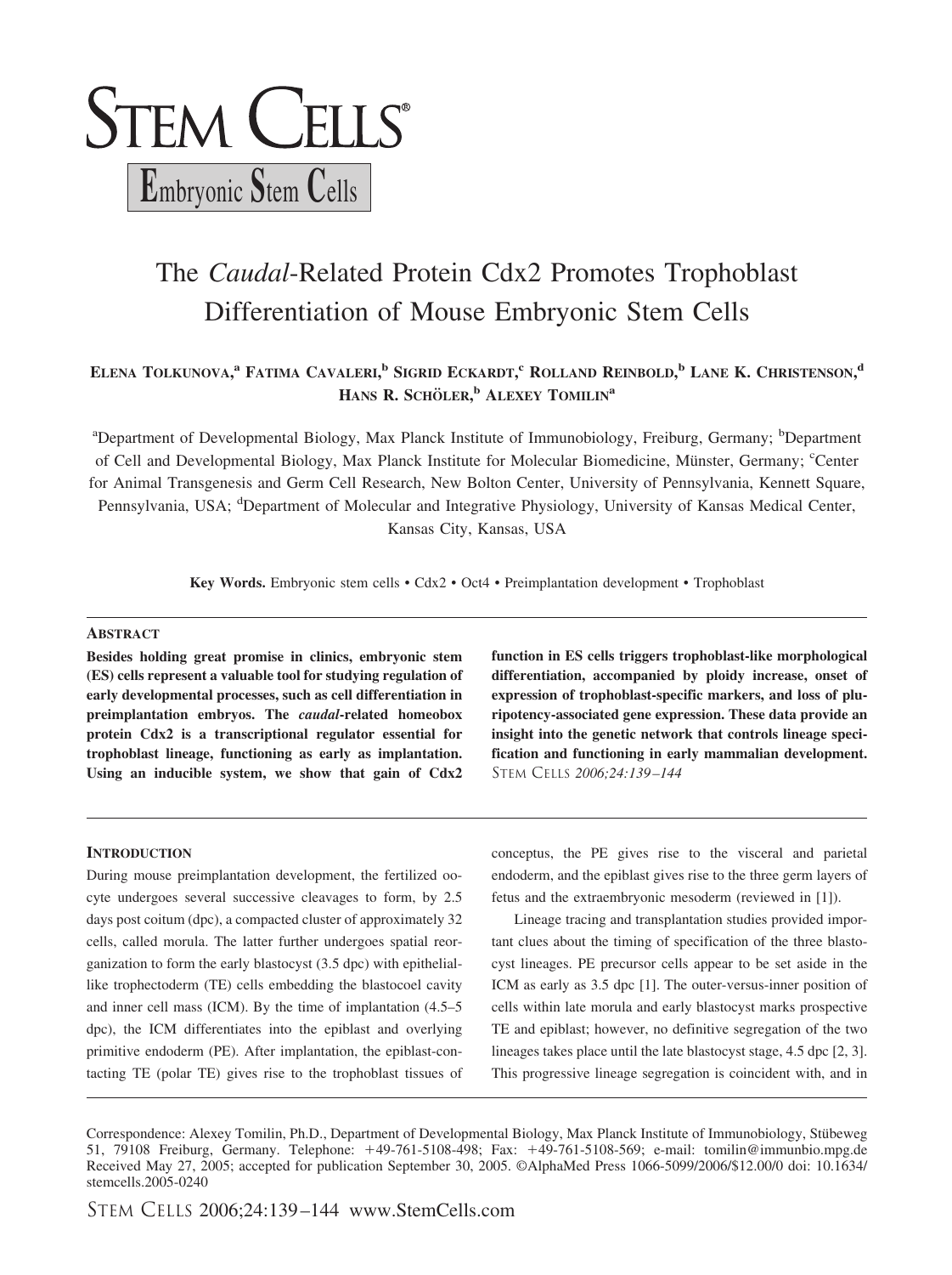# The *Caudal*-Related Protein Cdx2 Promotes Trophoblast Differentiation of Mouse Embryonic Stem Cells

**Elena Tolkunova,[a] Fatima Cavaleri,[b] Sigrid Eckardt,[c] Rolland Reinbold,[b] Lane K. Christenson,[d] Hans R. Schöler,[b] Alexey Tomilin[a]**

[a]Department of Developmental Biology, Max Planck Institute of Immunobiology, Freiburg, Germany; [b]Department of Cell and Developmental Biology, Max Planck Institute for Molecular Biomedicine, Münster, Germany; [c]Center for Animal Transgenesis and Germ Cell Research, New Bolton Center, University of Pennsylvania, Kennett Square, Pennsylvania, USA; [d]Department of Molecular and Integrative Physiology, University of Kansas Medical Center, Kansas City, Kansas, USA

**Key Words.** Embryonic stem cells • Cdx2 • Oct4 • Preimplantation development • Trophoblast

## Abstract

**Besides holding great promise in clinics, embryonic stem (ES) cells represent a valuable tool for studying regulation of early developmental processes, such as cell differentiation in preimplantation embryos. The *caudal*-related homeobox protein Cdx2 is a transcriptional regulator essential for trophoblast lineage, functioning as early as implantation. Using an inducible system, we show that gain of Cdx2 function in ES cells triggers trophoblast-like morphological differentiation, accompanied by ploidy increase, onset of expression of trophoblast-specific markers, and loss of pluripotency-associated gene expression. These data provide an insight into the genetic network that controls lineage specification and functioning in early mammalian development.** Stem Cells *2006;24:139–144*

## Introduction

During mouse preimplantation development, the fertilized oocyte undergoes several successive cleavages to form, by 2.5 days post coitum (dpc), a compacted cluster of approximately 32 cells, called morula. The latter further undergoes spatial reorganization to form the early blastocyst (3.5 dpc) with epithelial-like trophectoderm (TE) cells embedding the blastocoel cavity and inner cell mass (ICM). By the time of implantation (4.5–5 dpc), the ICM differentiates into the epiblast and overlying primitive endoderm (PE). After implantation, the epiblast-contacting TE (polar TE) gives rise to the trophoblast tissues of conceptus, the PE gives rise to the visceral and parietal endoderm, and the epiblast gives rise to the three germ layers of fetus and the extraembryonic mesoderm (reviewed in [1]).

Lineage tracing and transplantation studies provided important clues about the timing of specification of the three blastocyst lineages. PE precursor cells appear to be set aside in the ICM as early as 3.5 dpc [1]. The outer-versus-inner position of cells within late morula and early blastocyst marks prospective TE and epiblast; however, no definitive segregation of the two lineages takes place until the late blastocyst stage, 4.5 dpc [2, 3]. This progressive lineage segregation is coincident with, and in

Correspondence: Alexey Tomilin, Ph.D., Department of Developmental Biology, Max Planck Institute of Immunobiology, Stübeweg 51, 79108 Freiburg, Germany. Telephone: +49-761-5108-498; Fax: +49-761-5108-569; e-mail: tomilin@immunbio.mpg.de Received May 27, 2005; accepted for publication September 30, 2005. ©AlphaMed Press 1066-5099/2006/$12.00/0 doi: 10.1634/stemcells.2005-0240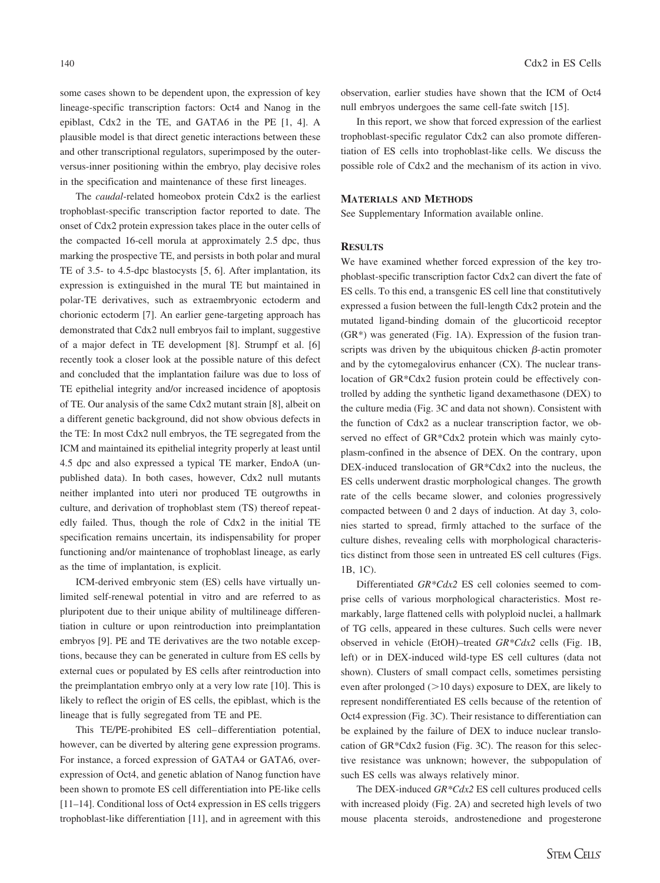some cases shown to be dependent upon, the expression of key lineage-specific transcription factors: Oct4 and Nanog in the epiblast, Cdx2 in the TE, and GATA6 in the PE [1, 4]. A plausible model is that direct genetic interactions between these and other transcriptional regulators, superimposed by the outer-versus-inner positioning within the embryo, play decisive roles in the specification and maintenance of these first lineages.

The *caudal*-related homeobox protein Cdx2 is the earliest trophoblast-specific transcription factor reported to date. The onset of Cdx2 protein expression takes place in the outer cells of the compacted 16-cell morula at approximately 2.5 dpc, thus marking the prospective TE, and persists in both polar and mural TE of 3.5- to 4.5-dpc blastocysts [5, 6]. After implantation, its expression is extinguished in the mural TE but maintained in polar-TE derivatives, such as extraembryonic ectoderm and chorionic ectoderm [7]. An earlier gene-targeting approach has demonstrated that Cdx2 null embryos fail to implant, suggestive of a major defect in TE development [8]. Strumpf et al. [6] recently took a closer look at the possible nature of this defect and concluded that the implantation failure was due to loss of TE epithelial integrity and/or increased incidence of apoptosis of TE. Our analysis of the same Cdx2 mutant strain [8], albeit on a different genetic background, did not show obvious defects in the TE: In most Cdx2 null embryos, the TE segregated from the ICM and maintained its epithelial integrity properly at least until 4.5 dpc and also expressed a typical TE marker, EndoA (unpublished data). In both cases, however, Cdx2 null mutants neither implanted into uteri nor produced TE outgrowths in culture, and derivation of trophoblast stem (TS) thereof repeatedly failed. Thus, though the role of Cdx2 in the initial TE specification remains uncertain, its indispensability for proper functioning and/or maintenance of trophoblast lineage, as early as the time of implantation, is explicit.

ICM-derived embryonic stem (ES) cells have virtually unlimited self-renewal potential in vitro and are referred to as pluripotent due to their unique ability of multilineage differentiation in culture or upon reintroduction into preimplantation embryos [9]. PE and TE derivatives are the two notable exceptions, because they can be generated in culture from ES cells by external cues or populated by ES cells after reintroduction into the preimplantation embryo only at a very low rate [10]. This is likely to reflect the origin of ES cells, the epiblast, which is the lineage that is fully segregated from TE and PE.

This TE/PE-prohibited ES cell–differentiation potential, however, can be diverted by altering gene expression programs. For instance, a forced expression of GATA4 or GATA6, overexpression of Oct4, and genetic ablation of Nanog function have been shown to promote ES cell differentiation into PE-like cells [11–14]. Conditional loss of Oct4 expression in ES cells triggers trophoblast-like differentiation [11], and in agreement with this observation, earlier studies have shown that the ICM of Oct4 null embryos undergoes the same cell-fate switch [15].

In this report, we show that forced expression of the earliest trophoblast-specific regulator Cdx2 can also promote differentiation of ES cells into trophoblast-like cells. We discuss the possible role of Cdx2 and the mechanism of its action in vivo.

## Materials and Methods

See Supplementary Information available online.

## Results

We have examined whether forced expression of the key trophoblast-specific transcription factor Cdx2 can divert the fate of ES cells. To this end, a transgenic ES cell line that constitutively expressed a fusion between the full-length Cdx2 protein and the mutated ligand-binding domain of the glucocorticoid receptor (GR*) was generated (Fig. 1A). Expression of the fusion transcripts was driven by the ubiquitous chicken $\beta$-actin promoter and by the cytomegalovirus enhancer (CX). The nuclear translocation of GR*Cdx2 fusion protein could be effectively controlled by adding the synthetic ligand dexamethasone (DEX) to the culture media (Fig. 3C and data not shown). Consistent with the function of Cdx2 as a nuclear transcription factor, we observed no effect of GR*Cdx2 protein which was mainly cytoplasm-confined in the absence of DEX. On the contrary, upon DEX-induced translocation of GR*Cdx2 into the nucleus, the ES cells underwent drastic morphological changes. The growth rate of the cells became slower, and colonies progressively compacted between 0 and 2 days of induction. At day 3, colonies started to spread, firmly attached to the surface of the culture dishes, revealing cells with morphological characteristics distinct from those seen in untreated ES cell cultures (Figs. 1B, 1C).

Differentiated *GR*Cdx2* ES cell colonies seemed to comprise cells of various morphological characteristics. Most remarkably, large flattened cells with polyploid nuclei, a hallmark of TG cells, appeared in these cultures. Such cells were never observed in vehicle (EtOH)–treated *GR*Cdx2* cells (Fig. 1B, left) or in DEX-induced wild-type ES cell cultures (data not shown). Clusters of small compact cells, sometimes persisting even after prolonged (>10 days) exposure to DEX, are likely to represent nondifferentiated ES cells because of the retention of Oct4 expression (Fig. 3C). Their resistance to differentiation can be explained by the failure of DEX to induce nuclear translocation of GR*Cdx2 fusion (Fig. 3C). The reason for this selective resistance was unknown; however, the subpopulation of such ES cells was always relatively minor.

The DEX-induced *GR*Cdx2* ES cell cultures produced cells with increased ploidy (Fig. 2A) and secreted high levels of two mouse placenta steroids, androstenedione and progesterone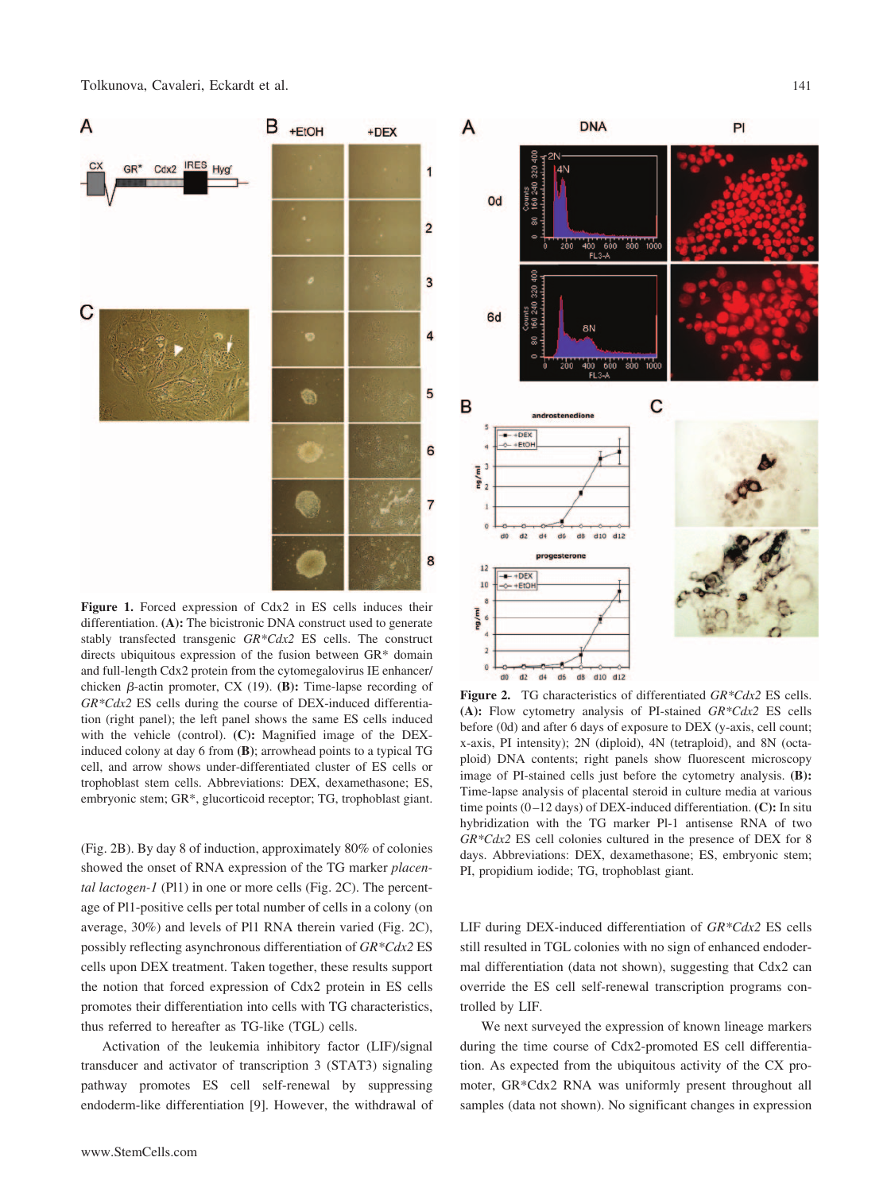**Figure 1.** Forced expression of Cdx2 in ES cells induces their differentiation. **(A):** The bicistronic DNA construct used to generate stably transfected transgenic *GR\*Cdx2* ES cells. The construct directs ubiquitous expression of the fusion between GR* domain and full-length Cdx2 protein from the cytomegalovirus IE enhancer/chicken β-actin promoter, CX (19). **(B):** Time-lapse recording of *GR\*Cdx2* ES cells during the course of DEX-induced differentiation (right panel); the left panel shows the same ES cells induced with the vehicle (control). **(C):** Magnified image of the DEX-induced colony at day 6 from **(B)**; arrowhead points to a typical TG cell, and arrow shows under-differentiated cluster of ES cells or trophoblast stem cells. Abbreviations: DEX, dexamethasone; ES, embryonic stem; GR*, glucorticoid receptor; TG, trophoblast giant.

**Figure 2.** TG characteristics of differentiated *GR\*Cdx2* ES cells. **(A):** Flow cytometry analysis of PI-stained *GR\*Cdx2* ES cells before (0d) and after 6 days of exposure to DEX (y-axis, cell count; x-axis, PI intensity); 2N (diploid), 4N (tetraploid), and 8N (octaploid) DNA contents; right panels show fluorescent microscopy image of PI-stained cells just before the cytometry analysis. **(B):** Time-lapse analysis of placental steroid in culture media at various time points (0–12 days) of DEX-induced differentiation. **(C):** In situ hybridization with the TG marker Pl-1 antisense RNA of two *GR\*Cdx2* ES cell colonies cultured in the presence of DEX for 8 days. Abbreviations: DEX, dexamethasone; ES, embryonic stem; PI, propidium iodide; TG, trophoblast giant.

(Fig. 2B). By day 8 of induction, approximately 80% of colonies showed the onset of RNA expression of the TG marker *placental lactogen-1* (Pl1) in one or more cells (Fig. 2C). The percentage of Pl1-positive cells per total number of cells in a colony (on average, 30%) and levels of Pl1 RNA therein varied (Fig. 2C), possibly reflecting asynchronous differentiation of *GR\*Cdx2* ES cells upon DEX treatment. Taken together, these results support the notion that forced expression of Cdx2 protein in ES cells promotes their differentiation into cells with TG characteristics, thus referred to hereafter as TG-like (TGL) cells.

Activation of the leukemia inhibitory factor (LIF)/signal transducer and activator of transcription 3 (STAT3) signaling pathway promotes ES cell self-renewal by suppressing endoderm-like differentiation [9]. However, the withdrawal of LIF during DEX-induced differentiation of *GR\*Cdx2* ES cells still resulted in TGL colonies with no sign of enhanced endodermal differentiation (data not shown), suggesting that Cdx2 can override the ES cell self-renewal transcription programs controlled by LIF.

We next surveyed the expression of known lineage markers during the time course of Cdx2-promoted ES cell differentiation. As expected from the ubiquitous activity of the CX promoter, GR*Cdx2 RNA was uniformly present throughout all samples (data not shown). No significant changes in expression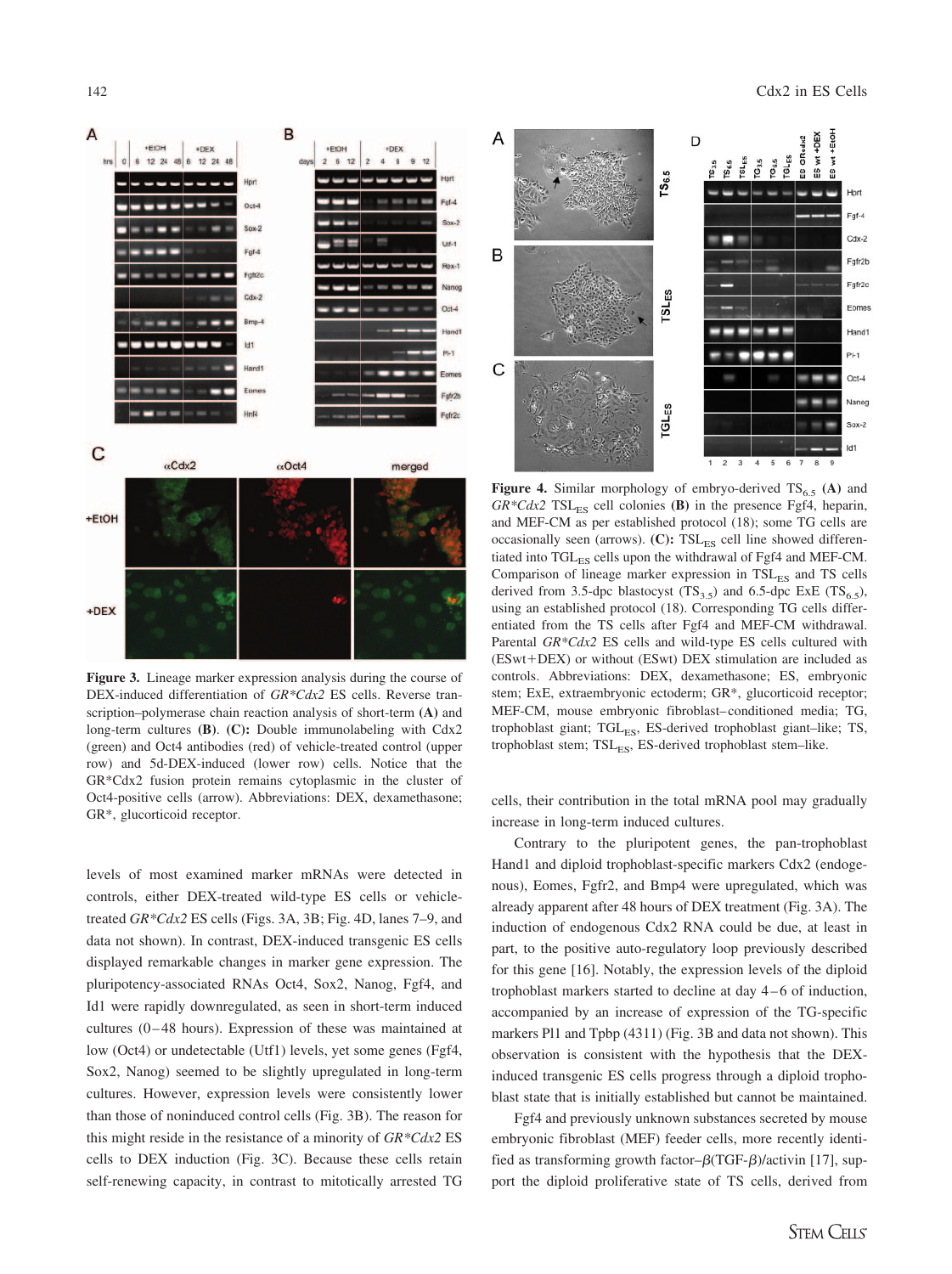**Figure 3.** Lineage marker expression analysis during the course of DEX-induced differentiation of *GR\*Cdx2* ES cells. Reverse transcription–polymerase chain reaction analysis of short-term **(A)** and long-term cultures **(B)**. **(C):** Double immunolabeling with Cdx2 (green) and Oct4 antibodies (red) of vehicle-treated control (upper row) and 5d-DEX-induced (lower row) cells. Notice that the GR*Cdx2 fusion protein remains cytoplasmic in the cluster of Oct4-positive cells (arrow). Abbreviations: DEX, dexamethasone; GR*, glucorticoid receptor.

**Figure 4.** Similar morphology of embryo-derived $TS_{6.5}$ **(A)** and *GR\*Cdx2* $TSL_{ES}$ cell colonies **(B)** in the presence Fgf4, heparin, and MEF-CM as per established protocol (18); some TG cells are occasionally seen (arrows). **(C):** $TSL_{ES}$ cell line showed differentiated into $TGL_{ES}$ cells upon the withdrawal of Fgf4 and MEF-CM. Comparison of lineage marker expression in $TSL_{ES}$ and TS cells derived from 3.5-dpc blastocyst ($TS_{3.5}$) and 6.5-dpc ExE ($TS_{6.5}$), using an established protocol (18). Corresponding TG cells differentiated from the TS cells after Fgf4 and MEF-CM withdrawal. Parental *GR\*Cdx2* ES cells and wild-type ES cells cultured with (ESwt+DEX) or without (ESwt) DEX stimulation are included as controls. Abbreviations: DEX, dexamethasone; ES, embryonic stem; ExE, extraembryonic ectoderm; GR*, glucorticoid receptor; MEF-CM, mouse embryonic fibroblast–conditioned media; TG, trophoblast giant; $TGL_{ES}$, ES-derived trophoblast giant–like; TS, trophoblast stem; $TSL_{ES}$, ES-derived trophoblast stem–like.

levels of most examined marker mRNAs were detected in controls, either DEX-treated wild-type ES cells or vehicle-treated *GR\*Cdx2* ES cells (Figs. 3A, 3B; Fig. 4D, lanes 7–9, and data not shown). In contrast, DEX-induced transgenic ES cells displayed remarkable changes in marker gene expression. The pluripotency-associated RNAs Oct4, Sox2, Nanog, Fgf4, and Id1 were rapidly downregulated, as seen in short-term induced cultures (0–48 hours). Expression of these was maintained at low (Oct4) or undetectable (Utf1) levels, yet some genes (Fgf4, Sox2, Nanog) seemed to be slightly upregulated in long-term cultures. However, expression levels were consistently lower than those of noninduced control cells (Fig. 3B). The reason for this might reside in the resistance of a minority of *GR\*Cdx2* ES cells to DEX induction (Fig. 3C). Because these cells retain self-renewing capacity, in contrast to mitotically arrested TG cells, their contribution in the total mRNA pool may gradually increase in long-term induced cultures.

Contrary to the pluripotent genes, the pan-trophoblast Hand1 and diploid trophoblast-specific markers Cdx2 (endogenous), Eomes, Fgfr2, and Bmp4 were upregulated, which was already apparent after 48 hours of DEX treatment (Fig. 3A). The induction of endogenous Cdx2 RNA could be due, at least in part, to the positive auto-regulatory loop previously described for this gene [16]. Notably, the expression levels of the diploid trophoblast markers started to decline at day 4–6 of induction, accompanied by an increase of expression of the TG-specific markers Pl1 and Tpbp (4311) (Fig. 3B and data not shown). This observation is consistent with the hypothesis that the DEX-induced transgenic ES cells progress through a diploid trophoblast state that is initially established but cannot be maintained.

Fgf4 and previously unknown substances secreted by mouse embryonic fibroblast (MEF) feeder cells, more recently identified as transforming growth factor–β(TGF-β)/activin [17], support the diploid proliferative state of TS cells, derived from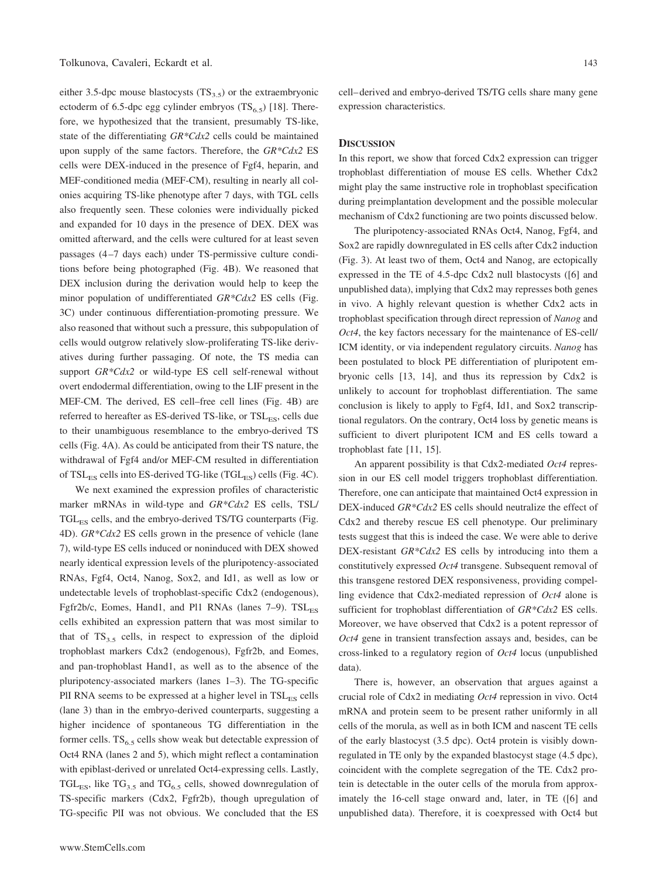either 3.5-dpc mouse blastocysts ($TS_{3.5}$) or the extraembryonic ectoderm of 6.5-dpc egg cylinder embryos ($TS_{6.5}$) [18]. Therefore, we hypothesized that the transient, presumably TS-like, state of the differentiating *GR\*Cdx2* cells could be maintained upon supply of the same factors. Therefore, the *GR\*Cdx2* ES cells were DEX-induced in the presence of Fgf4, heparin, and MEF-conditioned media (MEF-CM), resulting in nearly all colonies acquiring TS-like phenotype after 7 days, with TGL cells also frequently seen. These colonies were individually picked and expanded for 10 days in the presence of DEX. DEX was omitted afterward, and the cells were cultured for at least seven passages (4–7 days each) under TS-permissive culture conditions before being photographed (Fig. 4B). We reasoned that DEX inclusion during the derivation would help to keep the minor population of undifferentiated *GR\*Cdx2* ES cells (Fig. 3C) under continuous differentiation-promoting pressure. We also reasoned that without such a pressure, this subpopulation of cells would outgrow relatively slow-proliferating TS-like derivatives during further passaging. Of note, the TS media can support *GR\*Cdx2* or wild-type ES cell self-renewal without overt endodermal differentiation, owing to the LIF present in the MEF-CM. The derived, ES cell–free cell lines (Fig. 4B) are referred to hereafter as ES-derived TS-like, or $TSL_{ES}$, cells due to their unambiguous resemblance to the embryo-derived TS cells (Fig. 4A). As could be anticipated from their TS nature, the withdrawal of Fgf4 and/or MEF-CM resulted in differentiation of $TSL_{ES}$ cells into ES-derived TG-like ($TGL_{ES}$) cells (Fig. 4C).

We next examined the expression profiles of characteristic marker mRNAs in wild-type and *GR\*Cdx2* ES cells, TSL/$TGL_{ES}$ cells, and the embryo-derived TS/TG counterparts (Fig. 4D). *GR\*Cdx2* ES cells grown in the presence of vehicle (lane 7), wild-type ES cells induced or noninduced with DEX showed nearly identical expression levels of the pluripotency-associated RNAs, Fgf4, Oct4, Nanog, Sox2, and Id1, as well as low or undetectable levels of trophoblast-specific Cdx2 (endogenous), Fgfr2b/c, Eomes, Hand1, and Pl1 RNAs (lanes 7–9). $TSL_{ES}$ cells exhibited an expression pattern that was most similar to that of $TS_{3.5}$ cells, in respect to expression of the diploid trophoblast markers Cdx2 (endogenous), Fgfr2b, and Eomes, and pan-trophoblast Hand1, as well as to the absence of the pluripotency-associated markers (lanes 1–3). The TG-specific PlI RNA seems to be expressed at a higher level in $TSL_{ES}$ cells (lane 3) than in the embryo-derived counterparts, suggesting a higher incidence of spontaneous TG differentiation in the former cells. $TS_{6.5}$ cells show weak but detectable expression of Oct4 RNA (lanes 2 and 5), which might reflect a contamination with epiblast-derived or unrelated Oct4-expressing cells. Lastly, $TGL_{ES}$, like $TG_{3.5}$ and $TG_{6.5}$ cells, showed downregulation of TS-specific markers (Cdx2, Fgfr2b), though upregulation of TG-specific PlI was not obvious. We concluded that the ES cell–derived and embryo-derived TS/TG cells share many gene expression characteristics.

## Discussion

In this report, we show that forced Cdx2 expression can trigger trophoblast differentiation of mouse ES cells. Whether Cdx2 might play the same instructive role in trophoblast specification during preimplantation development and the possible molecular mechanism of Cdx2 functioning are two points discussed below.

The pluripotency-associated RNAs Oct4, Nanog, Fgf4, and Sox2 are rapidly downregulated in ES cells after Cdx2 induction (Fig. 3). At least two of them, Oct4 and Nanog, are ectopically expressed in the TE of 4.5-dpc Cdx2 null blastocysts ([6] and unpublished data), implying that Cdx2 may represses both genes in vivo. A highly relevant question is whether Cdx2 acts in trophoblast specification through direct repression of *Nanog* and *Oct4*, the key factors necessary for the maintenance of ES-cell/ICM identity, or via independent regulatory circuits. *Nanog* has been postulated to block PE differentiation of pluripotent embryonic cells [13, 14], and thus its repression by Cdx2 is unlikely to account for trophoblast differentiation. The same conclusion is likely to apply to Fgf4, Id1, and Sox2 transcriptional regulators. On the contrary, Oct4 loss by genetic means is sufficient to divert pluripotent ICM and ES cells toward a trophoblast fate [11, 15].

An apparent possibility is that Cdx2-mediated *Oct4* repression in our ES cell model triggers trophoblast differentiation. Therefore, one can anticipate that maintained Oct4 expression in DEX-induced *GR\*Cdx2* ES cells should neutralize the effect of Cdx2 and thereby rescue ES cell phenotype. Our preliminary tests suggest that this is indeed the case. We were able to derive DEX-resistant *GR\*Cdx2* ES cells by introducing into them a constitutively expressed *Oct4* transgene. Subsequent removal of this transgene restored DEX responsiveness, providing compelling evidence that Cdx2-mediated repression of *Oct4* alone is sufficient for trophoblast differentiation of *GR\*Cdx2* ES cells. Moreover, we have observed that Cdx2 is a potent repressor of *Oct4* gene in transient transfection assays and, besides, can be cross-linked to a regulatory region of *Oct4* locus (unpublished data).

There is, however, an observation that argues against a crucial role of Cdx2 in mediating *Oct4* repression in vivo. Oct4 mRNA and protein seem to be present rather uniformly in all cells of the morula, as well as in both ICM and nascent TE cells of the early blastocyst (3.5 dpc). Oct4 protein is visibly downregulated in TE only by the expanded blastocyst stage (4.5 dpc), coincident with the complete segregation of the TE. Cdx2 protein is detectable in the outer cells of the morula from approximately the 16-cell stage onward and, later, in TE ([6] and unpublished data). Therefore, it is coexpressed with Oct4 but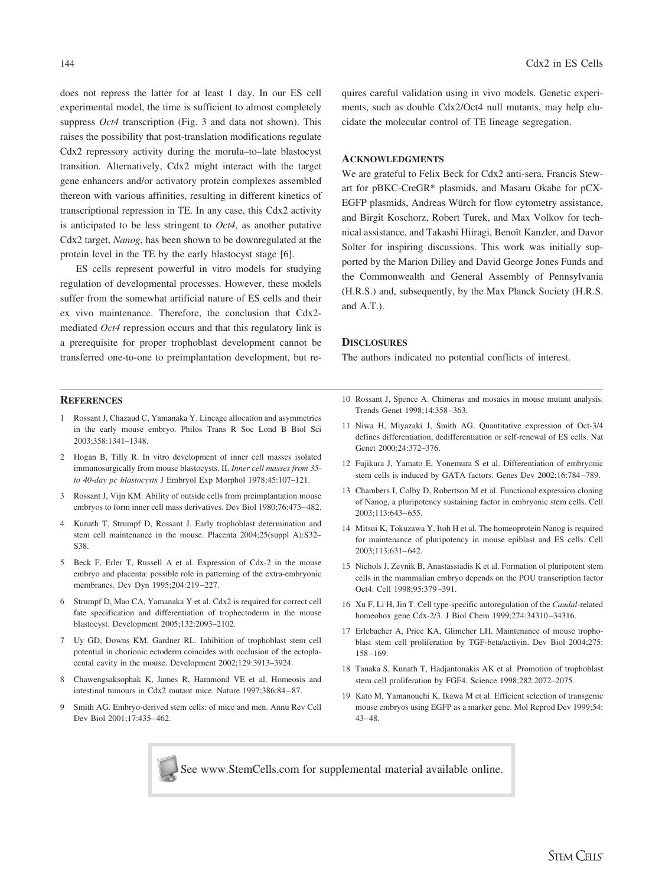does not repress the latter for at least 1 day. In our ES cell experimental model, the time is sufficient to almost completely suppress *Oct4* transcription (Fig. 3 and data not shown). This raises the possibility that post-translation modifications regulate Cdx2 repressory activity during the morula–to–late blastocyst transition. Alternatively, Cdx2 might interact with the target gene enhancers and/or activatory protein complexes assembled thereon with various affinities, resulting in different kinetics of transcriptional repression in TE. In any case, this Cdx2 activity is anticipated to be less stringent to *Oct4*, as another putative Cdx2 target, *Nanog*, has been shown to be downregulated at the protein level in the TE by the early blastocyst stage [6].

ES cells represent powerful in vitro models for studying regulation of developmental processes. However, these models suffer from the somewhat artificial nature of ES cells and their ex vivo maintenance. Therefore, the conclusion that Cdx2-mediated *Oct4* repression occurs and that this regulatory link is a prerequisite for proper trophoblast development cannot be transferred one-to-one to preimplantation development, but requires careful validation using in vivo models. Genetic experiments, such as double Cdx2/Oct4 null mutants, may help elucidate the molecular control of TE lineage segregation.

## Acknowledgments

We are grateful to Felix Beck for Cdx2 anti-sera, Francis Stewart for pBKC-CreGR* plasmids, and Masaru Okabe for pCX-EGFP plasmids, Andreas Würch for flow cytometry assistance, and Birgit Koschorz, Robert Turek, and Max Volkov for technical assistance, and Takashi Hiiragi, Benoît Kanzler, and Davor Solter for inspiring discussions. This work was initially supported by the Marion Dilley and David George Jones Funds and the Commonwealth and General Assembly of Pennsylvania (H.R.S.) and, subsequently, by the Max Planck Society (H.R.S. and A.T.).

## Disclosures

The authors indicated no potential conflicts of interest.

## References

1. Rossant J, Chazaud C, Yamanaka Y. Lineage allocation and asymmetries in the early mouse embryo. Philos Trans R Soc Lond B Biol Sci 2003;358:1341–1348.
2. Hogan B, Tilly R. In vitro development of inner cell masses isolated immunosurgically from mouse blastocyts. II. *Inner cell masses from 35- to 40-day pc blastocysts* J Embryol Exp Morphol 1978;45:107–121.
3. Rossant J, Vijn KM. Ability of outside cells from preimplantation mouse embryos to form inner cell mass derivatives. Dev Biol 1980;76:475–482.
4. Kunath T, Strumpf D, Rossant J. Early trophoblast determination and stem cell maintenance in the mouse. Placenta 2004;25(suppl A):S32–S38.
5. Beck F, Erler T, Russell A et al. Expression of Cdx-2 in the mouse embryo and placenta: possible role in patterning of the extra-embryonic membranes. Dev Dyn 1995;204:219–227.
6. Strumpf D, Mao CA, Yamanaka Y et al. Cdx2 is required for correct cell fate specification and differentiation of trophectoderm in the mouse blastocyst. Development 2005;132:2093–2102.
7. Uy GD, Downs KM, Gardner RL. Inhibition of trophoblast stem cell potential in chorionic ectoderm coincides with occlusion of the ectoplacental cavity in the mouse. Development 2002;129:3913–3924.
8. Chawengsaksophak K, James R, Hammond VE et al. Homeosis and intestinal tumours in Cdx2 mutant mice. Nature 1997;386:84–87.
9. Smith AG. Embryo-derived stem cells: of mice and men. Annu Rev Cell Dev Biol 2001;17:435–462.
10. Rossant J, Spence A. Chimeras and mosaics in mouse mutant analysis. Trends Genet 1998;14:358–363.
11. Niwa H, Miyazaki J, Smith AG. Quantitative expression of Oct-3/4 defines differentiation, dedifferentiation or self-renewal of ES cells. Nat Genet 2000;24:372–376.
12. Fujikura J, Yamato E, Yonemura S et al. Differentiation of embryonic stem cells is induced by GATA factors. Genes Dev 2002;16:784–789.
13. Chambers I, Colby D, Robertson M et al. Functional expression cloning of Nanog, a pluripotency sustaining factor in embryonic stem cells. Cell 2003;113:643–655.
14. Mitsui K, Tokuzawa Y, Itoh H et al. The homeoprotein Nanog is required for maintenance of pluripotency in mouse epiblast and ES cells. Cell 2003;113:631–642.
15. Nichols J, Zevnik B, Anastassiadis K et al. Formation of pluripotent stem cells in the mammalian embryo depends on the POU transcription factor Oct4. Cell 1998;95:379–391.
16. Xu F, Li H, Jin T. Cell type-specific autoregulation of the *Caudal*-related homeobox gene Cdx-2/3. J Biol Chem 1999;274:34310–34316.
17. Erlebacher A, Price KA, Glimcher LH. Maintenance of mouse trophoblast stem cell proliferation by TGF-beta/activin. Dev Biol 2004;275:158–169.
18. Tanaka S, Kunath T, Hadjantonakis AK et al. Promotion of trophoblast stem cell proliferation by FGF4. Science 1998;282:2072–2075.
19. Kato M, Yamanouchi K, Ikawa M et al. Efficient selection of transgenic mouse embryos using EGFP as a marker gene. Mol Reprod Dev 1999;54:43–48.

See www.StemCells.com for supplemental material available online.